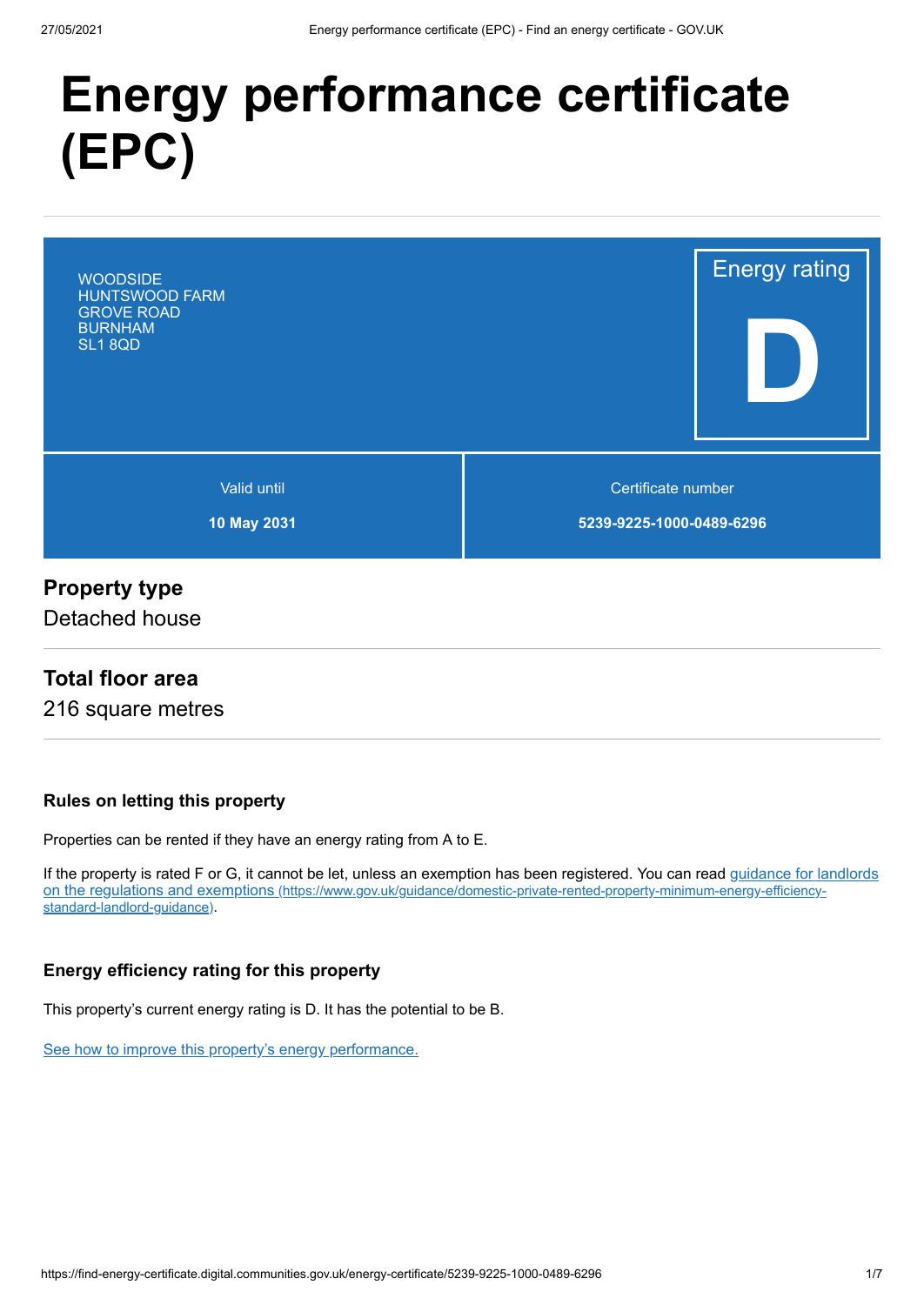# Energy performance certificate (EPC)

WOODSIDE
HUNTSWOOD FARM
GROVE ROAD
BURNHAM
SL1 8QD

Energy rating

**D**

| Valid until | Certificate number |
| --- | --- |
| **10 May 2031** | **5239-9225-1000-0489-6296** |

## Property type

Detached house

## Total floor area

216 square metres

### Rules on letting this property

Properties can be rented if they have an energy rating from A to E.

If the property is rated F or G, it cannot be let, unless an exemption has been registered. You can read guidance for landlords on the regulations and exemptions (https://www.gov.uk/guidance/domestic-private-rented-property-minimum-energy-efficiency-standard-landlord-guidance).

### Energy efficiency rating for this property

This property's current energy rating is D. It has the potential to be B.

See how to improve this property's energy performance.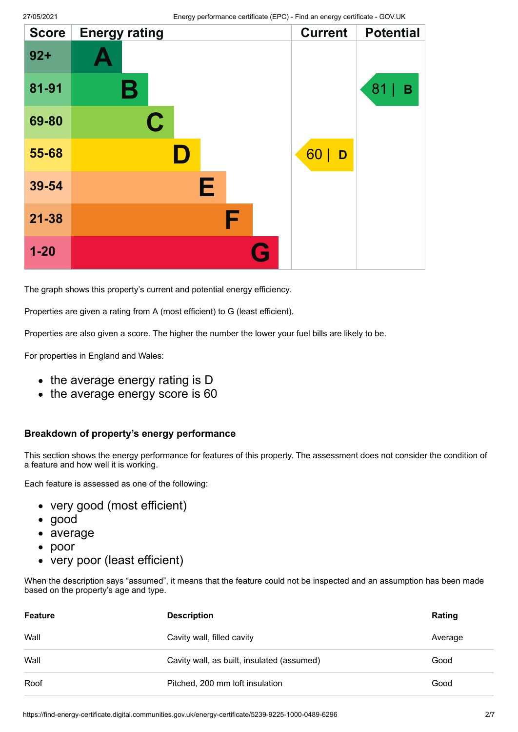| Score | Energy rating | Current | Potential |
| --- | --- | --- | --- |
| 92+ | A | | |
| 81-91 | B | | 81 \| B |
| 69-80 | C | | |
| 55-68 | D | 60 \| D | |
| 39-54 | E | | |
| 21-38 | F | | |
| 1-20 | G | | |

The graph shows this property's current and potential energy efficiency.

Properties are given a rating from A (most efficient) to G (least efficient).

Properties are also given a score. The higher the number the lower your fuel bills are likely to be.

For properties in England and Wales:

- the average energy rating is D
- the average energy score is 60

## Breakdown of property's energy performance

This section shows the energy performance for features of this property. The assessment does not consider the condition of a feature and how well it is working.

Each feature is assessed as one of the following:

- very good (most efficient)
- good
- average
- poor
- very poor (least efficient)

When the description says "assumed", it means that the feature could not be inspected and an assumption has been made based on the property's age and type.

| Feature | Description | Rating |
| --- | --- | --- |
| Wall | Cavity wall, filled cavity | Average |
| Wall | Cavity wall, as built, insulated (assumed) | Good |
| Roof | Pitched, 200 mm loft insulation | Good |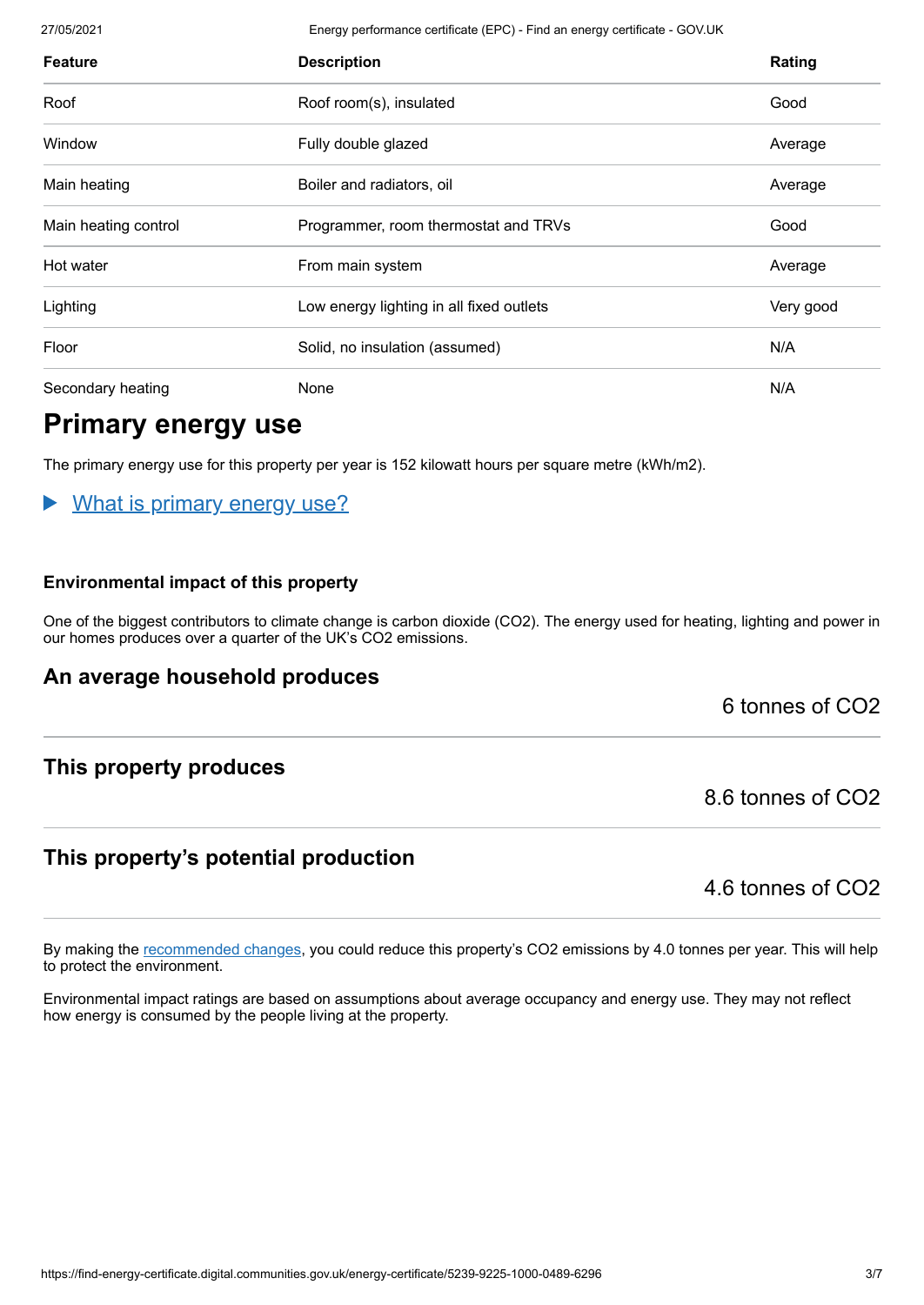| Feature | Description | Rating |
|---|---|---|
| Roof | Roof room(s), insulated | Good |
| Window | Fully double glazed | Average |
| Main heating | Boiler and radiators, oil | Average |
| Main heating control | Programmer, room thermostat and TRVs | Good |
| Hot water | From main system | Average |
| Lighting | Low energy lighting in all fixed outlets | Very good |
| Floor | Solid, no insulation (assumed) | N/A |
| Secondary heating | None | N/A |

# Primary energy use

The primary energy use for this property per year is 152 kilowatt hours per square metre (kWh/m2).

▶ What is primary energy use?

### Environmental impact of this property

One of the biggest contributors to climate change is carbon dioxide ($CO_2$). The energy used for heating, lighting and power in our homes produces over a quarter of the UK's $CO_2$ emissions.

## An average household produces

6 tonnes of $CO_2$

## This property produces

8.6 tonnes of $CO_2$

## This property's potential production

4.6 tonnes of $CO_2$

By making the recommended changes, you could reduce this property's $CO_2$ emissions by 4.0 tonnes per year. This will help to protect the environment.

Environmental impact ratings are based on assumptions about average occupancy and energy use. They may not reflect how energy is consumed by the people living at the property.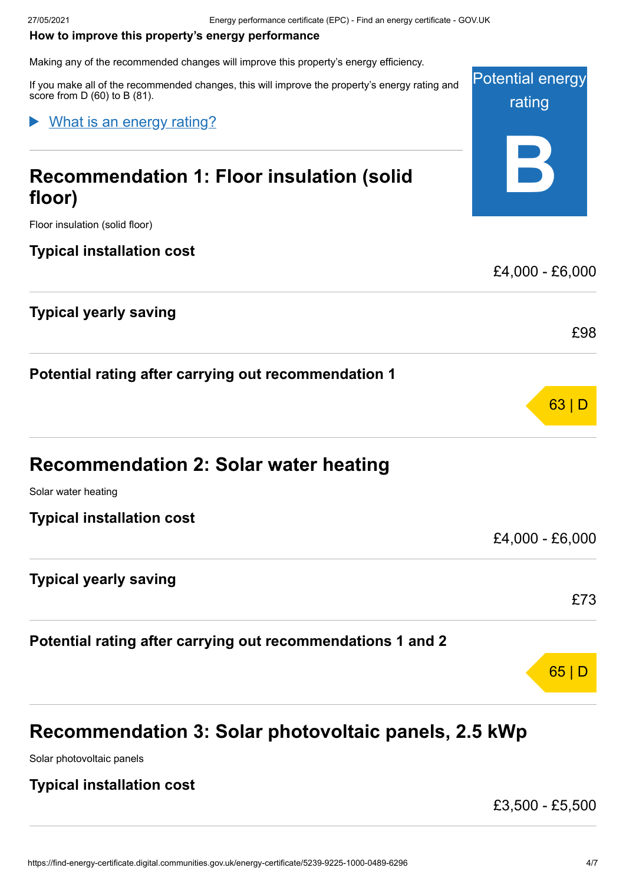**How to improve this property's energy performance**

Making any of the recommended changes will improve this property's energy efficiency.

If you make all of the recommended changes, this will improve the property's energy rating and score from D (60) to B (81).

Potential energy rating

**B**

What is an energy rating?

## Recommendation 1: Floor insulation (solid floor)

Floor insulation (solid floor)

**Typical installation cost**

£4,000 - £6,000

**Typical yearly saving**

£98

**Potential rating after carrying out recommendation 1**

63 | D

## Recommendation 2: Solar water heating

Solar water heating

**Typical installation cost**

£4,000 - £6,000

**Typical yearly saving**

£73

**Potential rating after carrying out recommendations 1 and 2**

65 | D

## Recommendation 3: Solar photovoltaic panels, 2.5 kWp

Solar photovoltaic panels

**Typical installation cost**

£3,500 - £5,500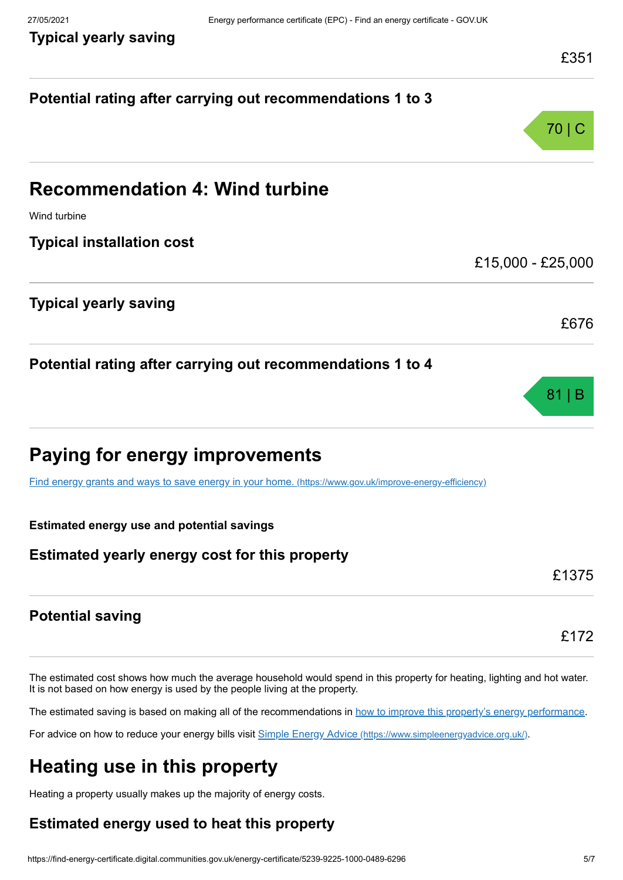### Typical yearly saving

£351

### Potential rating after carrying out recommendations 1 to 3

70 | C

## Recommendation 4: Wind turbine

Wind turbine

### Typical installation cost

£15,000 - £25,000

### Typical yearly saving

£676

### Potential rating after carrying out recommendations 1 to 4

81 | B

## Paying for energy improvements

[Find energy grants and ways to save energy in your home. (https://www.gov.uk/improve-energy-efficiency)](https://www.gov.uk/improve-energy-efficiency)

**Estimated energy use and potential savings**

### Estimated yearly energy cost for this property

£1375

### Potential saving

£172

The estimated cost shows how much the average household would spend in this property for heating, lighting and hot water. It is not based on how energy is used by the people living at the property.

The estimated saving is based on making all of the recommendations in how to improve this property's energy performance.

For advice on how to reduce your energy bills visit [Simple Energy Advice (https://www.simpleenergyadvice.org.uk/)](https://www.simpleenergyadvice.org.uk/).

## Heating use in this property

Heating a property usually makes up the majority of energy costs.

### Estimated energy used to heat this property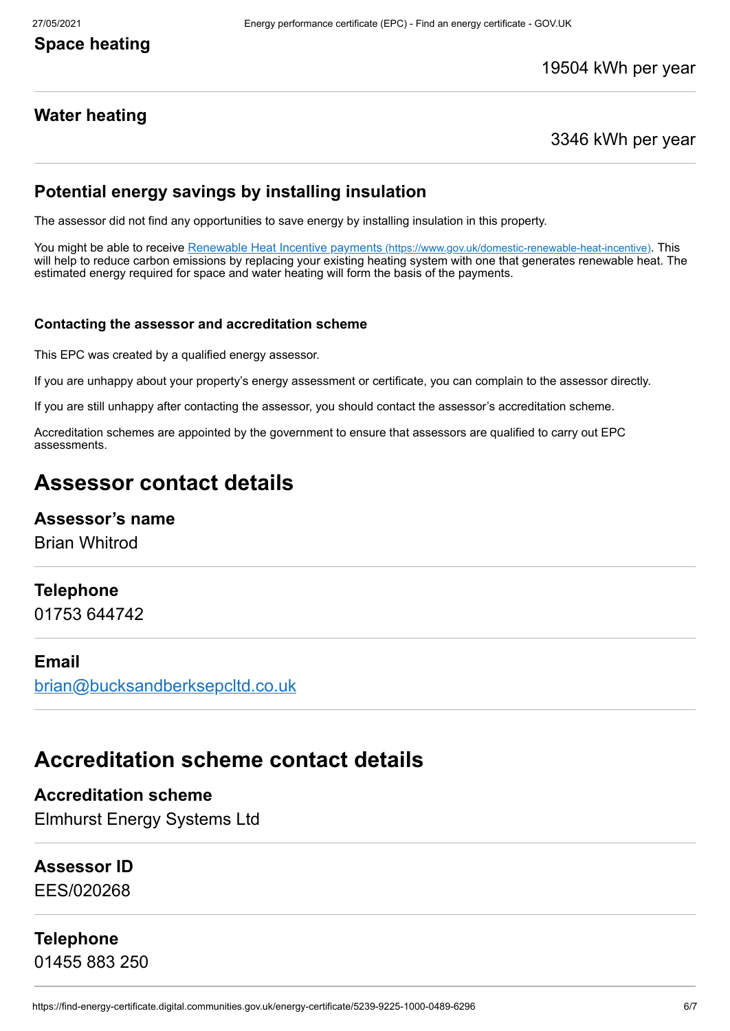### Space heating

19504 kWh per year

### Water heating

3346 kWh per year

### Potential energy savings by installing insulation

The assessor did not find any opportunities to save energy by installing insulation in this property.

You might be able to receive [Renewable Heat Incentive payments (https://www.gov.uk/domestic-renewable-heat-incentive)](https://www.gov.uk/domestic-renewable-heat-incentive). This will help to reduce carbon emissions by replacing your existing heating system with one that generates renewable heat. The estimated energy required for space and water heating will form the basis of the payments.

#### Contacting the assessor and accreditation scheme

This EPC was created by a qualified energy assessor.

If you are unhappy about your property's energy assessment or certificate, you can complain to the assessor directly.

If you are still unhappy after contacting the assessor, you should contact the assessor's accreditation scheme.

Accreditation schemes are appointed by the government to ensure that assessors are qualified to carry out EPC assessments.

## Assessor contact details

### Assessor's name

Brian Whitrod

### Telephone

01753 644742

### Email

[brian@bucksandberksepcltd.co.uk](mailto:brian@bucksandberksepcltd.co.uk)

## Accreditation scheme contact details

### Accreditation scheme

Elmhurst Energy Systems Ltd

### Assessor ID

EES/020268

### Telephone

01455 883 250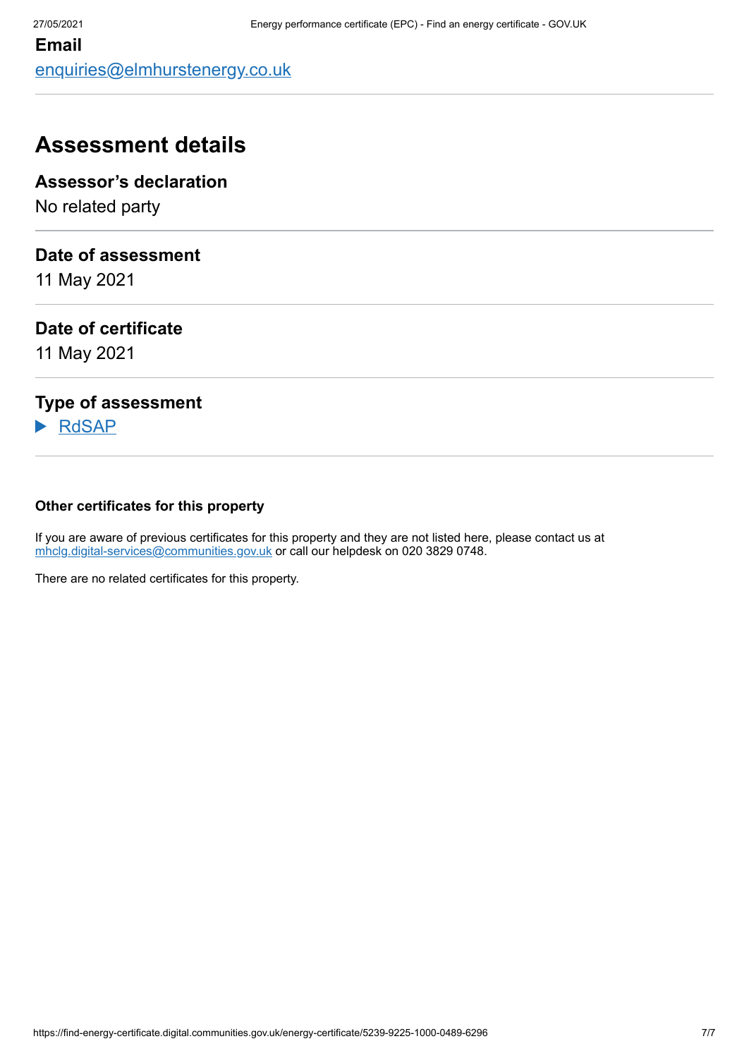**Email**

enquiries@elmhurstenergy.co.uk

## Assessment details

**Assessor's declaration**

No related party

**Date of assessment**

11 May 2021

**Date of certificate**

11 May 2021

**Type of assessment**

▶ RdSAP

**Other certificates for this property**

If you are aware of previous certificates for this property and they are not listed here, please contact us at mhclg.digital-services@communities.gov.uk or call our helpdesk on 020 3829 0748.

There are no related certificates for this property.